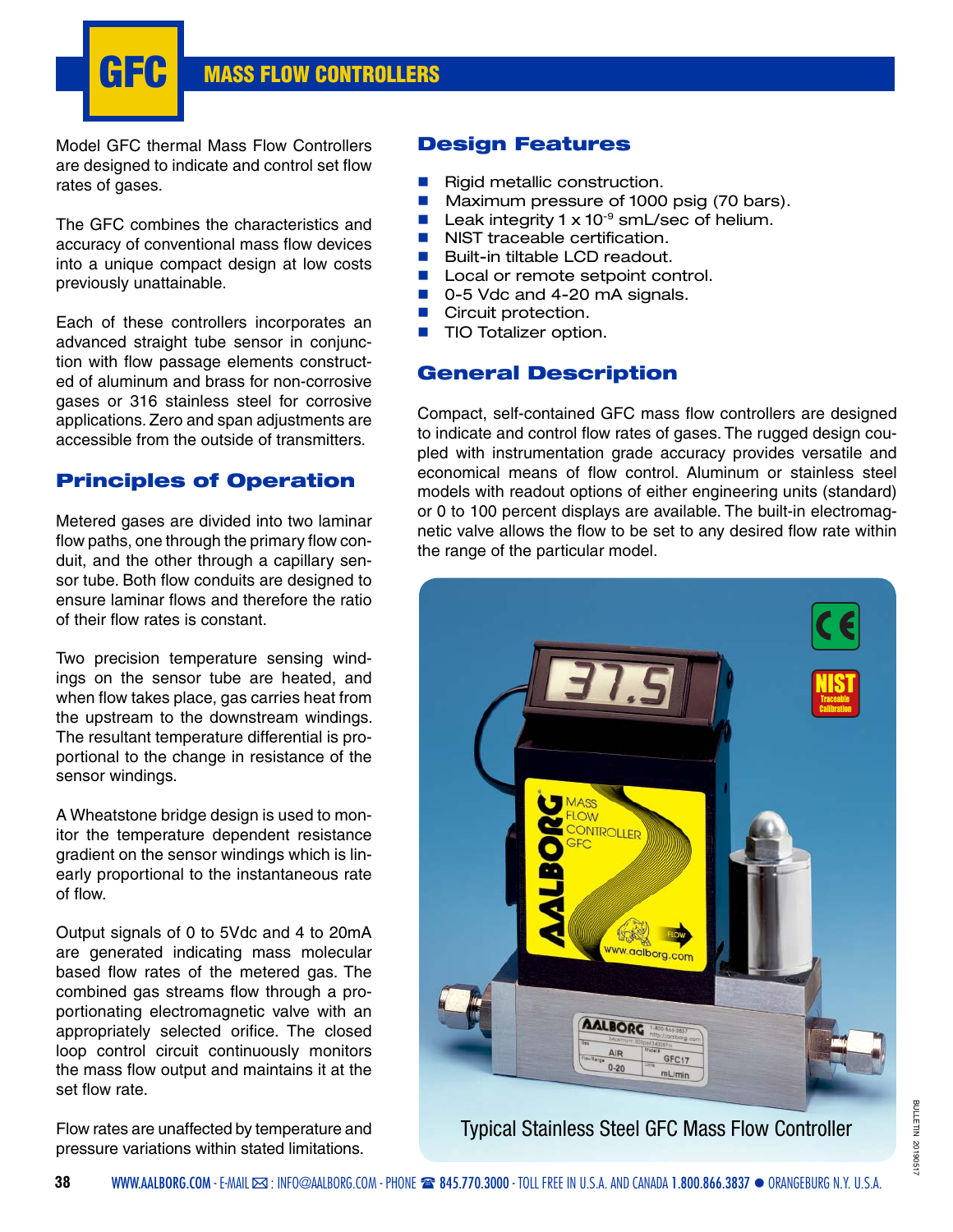# GFC MASS FLOW CONTROLLERS

Model GFC thermal Mass Flow Controllers are designed to indicate and control set flow rates of gases.

The GFC combines the characteristics and accuracy of conventional mass flow devices into a unique compact design at low costs previously unattainable.

Each of these controllers incorporates an advanced straight tube sensor in conjunction with flow passage elements constructed of aluminum and brass for non-corrosive gases or 316 stainless steel for corrosive applications. Zero and span adjustments are accessible from the outside of transmitters.

## Principles of Operation

Metered gases are divided into two laminar flow paths, one through the primary flow conduit, and the other through a capillary sensor tube. Both flow conduits are designed to ensure laminar flows and therefore the ratio of their flow rates is constant.

Two precision temperature sensing windings on the sensor tube are heated, and when flow takes place, gas carries heat from the upstream to the downstream windings. The resultant temperature differential is proportional to the change in resistance of the sensor windings.

A Wheatstone bridge design is used to monitor the temperature dependent resistance gradient on the sensor windings which is linearly proportional to the instantaneous rate of flow.

Output signals of 0 to 5Vdc and 4 to 20mA are generated indicating mass molecular based flow rates of the metered gas. The combined gas streams flow through a proportionating electromagnetic valve with an appropriately selected orifice. The closed loop control circuit continuously monitors the mass flow output and maintains it at the set flow rate.

Flow rates are unaffected by temperature and pressure variations within stated limitations.

## Design Features

- Rigid metallic construction.
- Maximum pressure of 1000 psig (70 bars).
- Leak integrity 1 x $10^{-9}$ smL/sec of helium.
- NIST traceable certification.
- Built-in tiltable LCD readout.
- Local or remote setpoint control.
- 0-5 Vdc and 4-20 mA signals.
- Circuit protection.
- TIO Totalizer option.

## General Description

Compact, self-contained GFC mass flow controllers are designed to indicate and control flow rates of gases. The rugged design coupled with instrumentation grade accuracy provides versatile and economical means of flow control. Aluminum or stainless steel models with readout options of either engineering units (standard) or 0 to 100 percent displays are available. The built-in electromagnetic valve allows the flow to be set to any desired flow rate within the range of the particular model.

Typical Stainless Steel GFC Mass Flow Controller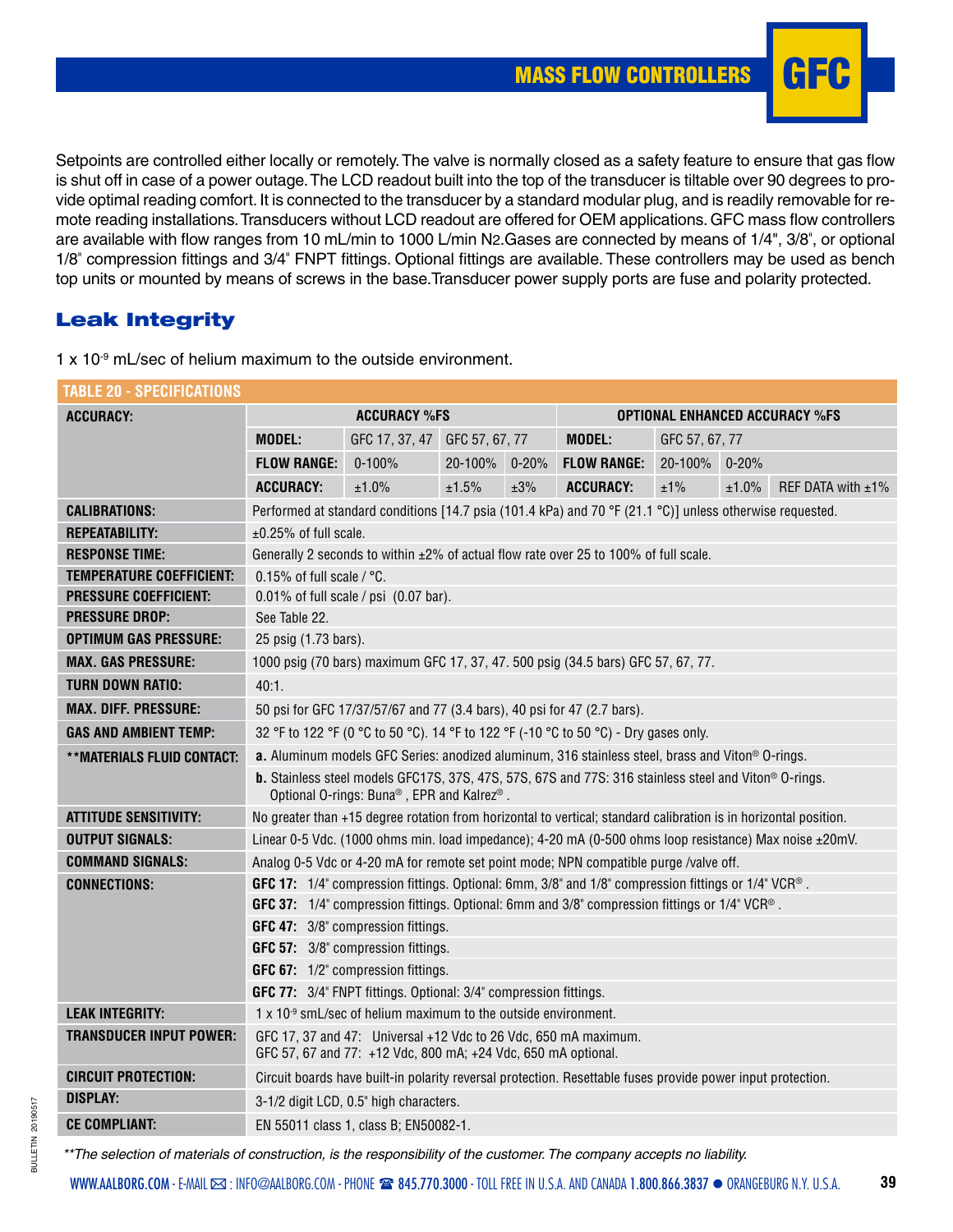Setpoints are controlled either locally or remotely. The valve is normally closed as a safety feature to ensure that gas flow is shut off in case of a power outage. The LCD readout built into the top of the transducer is tiltable over 90 degrees to provide optimal reading comfort. It is connected to the transducer by a standard modular plug, and is readily removable for remote reading installations. Transducers without LCD readout are offered for OEM applications. GFC mass flow controllers are available with flow ranges from 10 mL/min to 1000 L/min $N_2$. Gases are connected by means of 1/4", 3/8", or optional 1/8" compression fittings and 3/4" FNPT fittings. Optional fittings are available. These controllers may be used as bench top units or mounted by means of screws in the base. Transducer power supply ports are fuse and polarity protected.

## Leak Integrity

1 x $10^{-9}$ mL/sec of helium maximum to the outside environment.

**TABLE 20 - SPECIFICATIONS**

| | | | | | | | | |
|---|---|---|---|---|---|---|---|---|
| **ACCURACY:** | **ACCURACY %FS** | | | | **OPTIONAL ENHANCED ACCURACY %FS** | | | |
| | **MODEL:** | GFC 17, 37, 47 | GFC 57, 67, 77 | | **MODEL:** | GFC 57, 67, 77 | | |
| | **FLOW RANGE:** | 0-100% | 20-100% | 0-20% | **FLOW RANGE:** | 20-100% | 0-20% | |
| | **ACCURACY:** | ±1.0% | ±1.5% | ±3% | **ACCURACY:** | ±1% | ±1.0% | REF DATA with ±1% |
| **CALIBRATIONS:** | Performed at standard conditions [14.7 psia (101.4 kPa) and 70 °F (21.1 °C)] unless otherwise requested. | | | | | | | |
| **REPEATABILITY:** | ±0.25% of full scale. | | | | | | | |
| **RESPONSE TIME:** | Generally 2 seconds to within ±2% of actual flow rate over 25 to 100% of full scale. | | | | | | | |
| **TEMPERATURE COEFFICIENT:** | 0.15% of full scale / °C. | | | | | | | |
| **PRESSURE COEFFICIENT:** | 0.01% of full scale / psi (0.07 bar). | | | | | | | |
| **PRESSURE DROP:** | See Table 22. | | | | | | | |
| **OPTIMUM GAS PRESSURE:** | 25 psig (1.73 bars). | | | | | | | |
| **MAX. GAS PRESSURE:** | 1000 psig (70 bars) maximum GFC 17, 37, 47. 500 psig (34.5 bars) GFC 57, 67, 77. | | | | | | | |
| **TURN DOWN RATIO:** | 40:1. | | | | | | | |
| **MAX. DIFF. PRESSURE:** | 50 psi for GFC 17/37/57/67 and 77 (3.4 bars), 40 psi for 47 (2.7 bars). | | | | | | | |
| **GAS AND AMBIENT TEMP:** | 32 °F to 122 °F (0 °C to 50 °C). 14 °F to 122 °F (-10 °C to 50 °C) - Dry gases only. | | | | | | | |
| **\*\*MATERIALS FLUID CONTACT:** | **a.** Aluminum models GFC Series: anodized aluminum, 316 stainless steel, brass and Viton® O-rings. | | | | | | | |
| | **b.** Stainless steel models GFC17S, 37S, 47S, 57S, 67S and 77S: 316 stainless steel and Viton® O-rings. Optional O-rings: Buna®, EPR and Kalrez®. | | | | | | | |
| **ATTITUDE SENSITIVITY:** | No greater than +15 degree rotation from horizontal to vertical; standard calibration is in horizontal position. | | | | | | | |
| **OUTPUT SIGNALS:** | Linear 0-5 Vdc. (1000 ohms min. load impedance); 4-20 mA (0-500 ohms loop resistance) Max noise ±20mV. | | | | | | | |
| **COMMAND SIGNALS:** | Analog 0-5 Vdc or 4-20 mA for remote set point mode; NPN compatible purge /valve off. | | | | | | | |
| **CONNECTIONS:** | **GFC 17:** 1/4" compression fittings. Optional: 6mm, 3/8" and 1/8" compression fittings or 1/4" VCR®. | | | | | | | |
| | **GFC 37:** 1/4" compression fittings. Optional: 6mm and 3/8" compression fittings or 1/4" VCR®. | | | | | | | |
| | **GFC 47:** 3/8" compression fittings. | | | | | | | |
| | **GFC 57:** 3/8" compression fittings. | | | | | | | |
| | **GFC 67:** 1/2" compression fittings. | | | | | | | |
| | **GFC 77:** 3/4" FNPT fittings. Optional: 3/4" compression fittings. | | | | | | | |
| **LEAK INTEGRITY:** | 1 x $10^{-9}$ smL/sec of helium maximum to the outside environment. | | | | | | | |
| **TRANSDUCER INPUT POWER:** | GFC 17, 37 and 47: Universal +12 Vdc to 26 Vdc, 650 mA maximum. GFC 57, 67 and 77: +12 Vdc, 800 mA; +24 Vdc, 650 mA optional. | | | | | | | |
| **CIRCUIT PROTECTION:** | Circuit boards have built-in polarity reversal protection. Resettable fuses provide power input protection. | | | | | | | |
| **DISPLAY:** | 3-1/2 digit LCD, 0.5" high characters. | | | | | | | |
| **CE COMPLIANT:** | EN 55011 class 1, class B; EN50082-1. | | | | | | | |

*\*\*The selection of materials of construction, is the responsibility of the customer. The company accepts no liability.*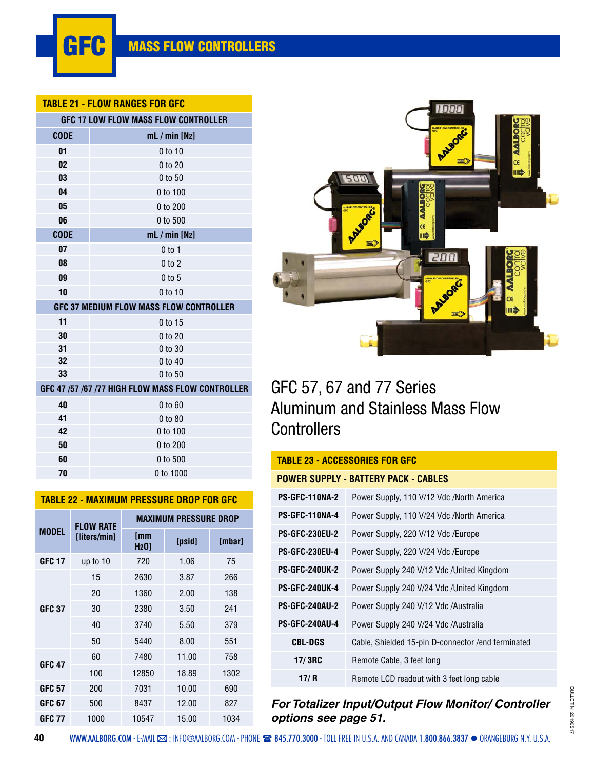# GFC MASS FLOW CONTROLLERS

## TABLE 21 - FLOW RANGES FOR GFC

| GFC 17 LOW FLOW MASS FLOW CONTROLLER | |
|---|---|
| **CODE** | **mL / min [$N_2$]** |
| 01 | 0 to 10 |
| 02 | 0 to 20 |
| 03 | 0 to 50 |
| 04 | 0 to 100 |
| 05 | 0 to 200 |
| 06 | 0 to 500 |
| **CODE** | **mL / min [$N_2$]** |
| 07 | 0 to 1 |
| 08 | 0 to 2 |
| 09 | 0 to 5 |
| 10 | 0 to 10 |
| **GFC 37 MEDIUM FLOW MASS FLOW CONTROLLER** | |
| 11 | 0 to 15 |
| 30 | 0 to 20 |
| 31 | 0 to 30 |
| 32 | 0 to 40 |
| 33 | 0 to 50 |
| **GFC 47 /57 /67 /77 HIGH FLOW MASS FLOW CONTROLLER** | |
| 40 | 0 to 60 |
| 41 | 0 to 80 |
| 42 | 0 to 100 |
| 50 | 0 to 200 |
| 60 | 0 to 500 |
| 70 | 0 to 1000 |

## TABLE 22 - MAXIMUM PRESSURE DROP FOR GFC

| MODEL | FLOW RATE [liters/min] | MAXIMUM PRESSURE DROP | | |
|---|---|---|---|---|
| | | [mm $H_2O$] | [psid] | [mbar] |
| GFC 17 | up to 10 | 720 | 1.06 | 75 |
| GFC 37 | 15 | 2630 | 3.87 | 266 |
| | 20 | 1360 | 2.00 | 138 |
| | 30 | 2380 | 3.50 | 241 |
| | 40 | 3740 | 5.50 | 379 |
| | 50 | 5440 | 8.00 | 551 |
| GFC 47 | 60 | 7480 | 11.00 | 758 |
| | 100 | 12850 | 18.89 | 1302 |
| GFC 57 | 200 | 7031 | 10.00 | 690 |
| GFC 67 | 500 | 8437 | 12.00 | 827 |
| GFC 77 | 1000 | 10547 | 15.00 | 1034 |

## GFC 57, 67 and 77 Series Aluminum and Stainless Mass Flow Controllers

## TABLE 23 - ACCESSORIES FOR GFC

| POWER SUPPLY - BATTERY PACK - CABLES | |
|---|---|
| **PS-GFC-110NA-2** | Power Supply, 110 V/12 Vdc /North America |
| **PS-GFC-110NA-4** | Power Supply, 110 V/24 Vdc /North America |
| **PS-GFC-230EU-2** | Power Supply, 220 V/12 Vdc /Europe |
| **PS-GFC-230EU-4** | Power Supply, 220 V/24 Vdc /Europe |
| **PS-GFC-240UK-2** | Power Supply 240 V/12 Vdc /United Kingdom |
| **PS-GFC-240UK-4** | Power Supply 240 V/24 Vdc /United Kingdom |
| **PS-GFC-240AU-2** | Power Supply 240 V/12 Vdc /Australia |
| **PS-GFC-240AU-4** | Power Supply 240 V/24 Vdc /Australia |
| **CBL-DGS** | Cable, Shielded 15-pin D-connector /end terminated |
| **17/ 3RC** | Remote Cable, 3 feet long |
| **17/ R** | Remote LCD readout with 3 feet long cable |

***For Totalizer Input/Output Flow Monitor/ Controller options see page 51.***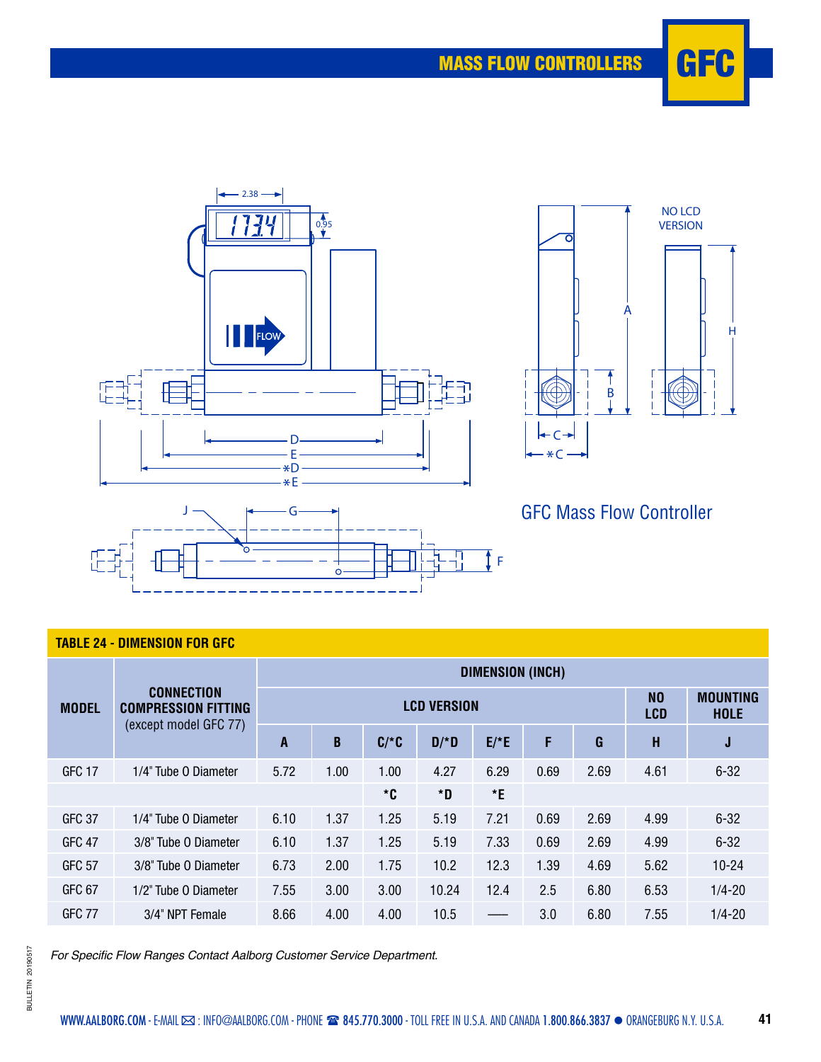## MASS FLOW CONTROLLERS — GFC

GFC Mass Flow Controller

**TABLE 24 - DIMENSION FOR GFC**

| MODEL | CONNECTION COMPRESSION FITTING (except model GFC 77) | DIMENSION (INCH) | | | | | | | | |
|---|---|---|---|---|---|---|---|---|---|---|
| | | LCD VERSION | | | | | | | NO LCD | MOUNTING HOLE |
| | | A | B | C/*C | D/*D | E/*E | F | G | H | J |
| GFC 17 | 1/4" Tube O Diameter | 5.72 | 1.00 | 1.00 | 4.27 | 6.29 | 0.69 | 2.69 | 4.61 | 6-32 |
| | | | | *C | *D | *E | | | | |
| GFC 37 | 1/4" Tube O Diameter | 6.10 | 1.37 | 1.25 | 5.19 | 7.21 | 0.69 | 2.69 | 4.99 | 6-32 |
| GFC 47 | 3/8" Tube O Diameter | 6.10 | 1.37 | 1.25 | 5.19 | 7.33 | 0.69 | 2.69 | 4.99 | 6-32 |
| GFC 57 | 3/8" Tube O Diameter | 6.73 | 2.00 | 1.75 | 10.2 | 12.3 | 1.39 | 4.69 | 5.62 | 10-24 |
| GFC 67 | 1/2" Tube O Diameter | 7.55 | 3.00 | 3.00 | 10.24 | 12.4 | 2.5 | 6.80 | 6.53 | 1/4-20 |
| GFC 77 | 3/4" NPT Female | 8.66 | 4.00 | 4.00 | 10.5 | — | 3.0 | 6.80 | 7.55 | 1/4-20 |

*For Specific Flow Ranges Contact Aalborg Customer Service Department.*

WWW.AALBORG.COM - E-MAIL: INFO@AALBORG.COM - PHONE 845.770.3000 - TOLL FREE IN U.S.A. AND CANADA 1.800.866.3837 ● ORANGEBURG N.Y. U.S.A.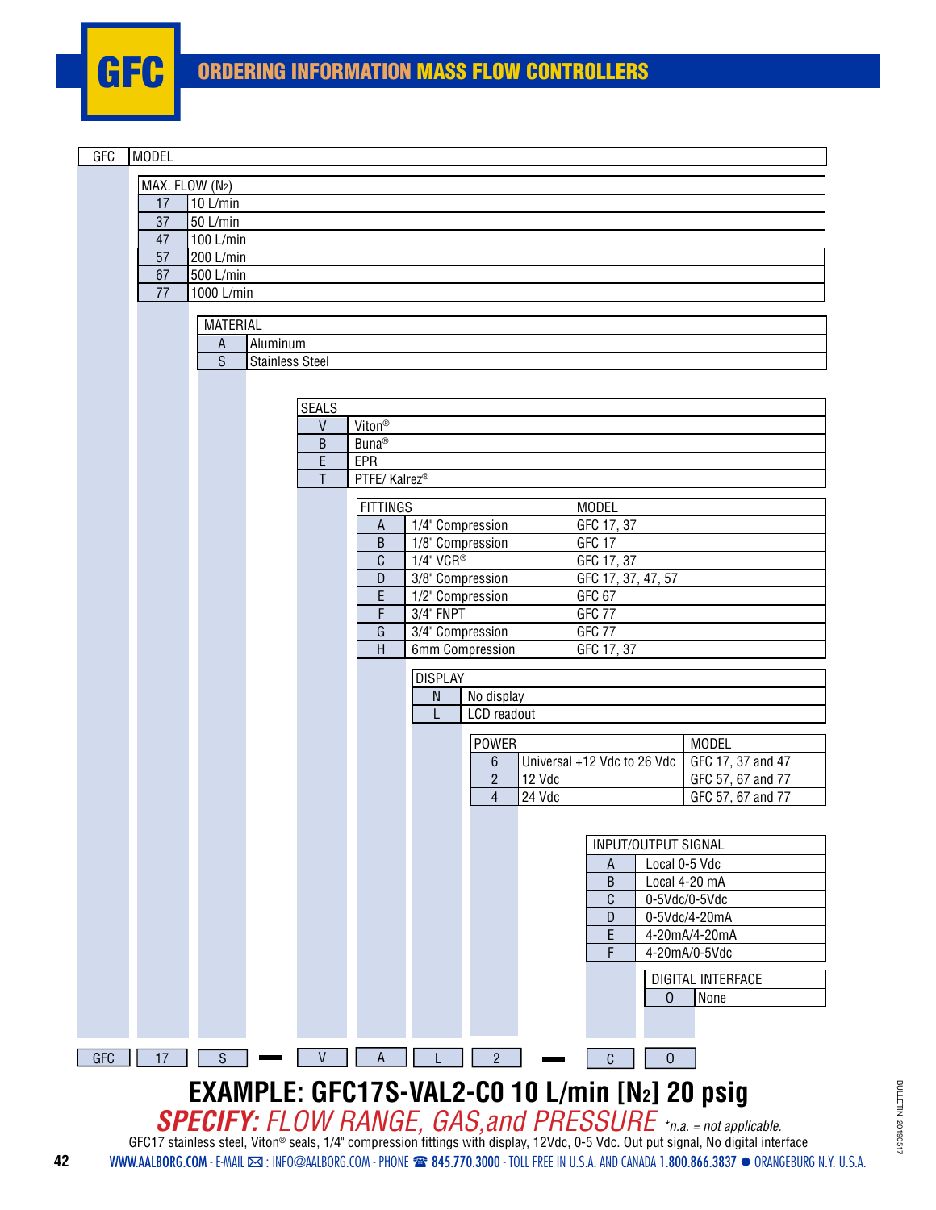# ORDERING INFORMATION MASS FLOW CONTROLLERS

| GFC | MODEL |
|---|---|

| MAX. FLOW ($N_2$) | |
|---|---|
| 17 | 10 L/min |
| 37 | 50 L/min |
| 47 | 100 L/min |
| 57 | 200 L/min |
| 67 | 500 L/min |
| 77 | 1000 L/min |

| MATERIAL | |
|---|---|
| A | Aluminum |
| S | Stainless Steel |

| SEALS | |
|---|---|
| V | Viton® |
| B | Buna® |
| E | EPR |
| T | PTFE/ Kalrez® |

| FITTINGS | | MODEL |
|---|---|---|
| A | 1/4" Compression | GFC 17, 37 |
| B | 1/8" Compression | GFC 17 |
| C | 1/4" VCR® | GFC 17, 37 |
| D | 3/8" Compression | GFC 17, 37, 47, 57 |
| E | 1/2" Compression | GFC 67 |
| F | 3/4" FNPT | GFC 77 |
| G | 3/4" Compression | GFC 77 |
| H | 6mm Compression | GFC 17, 37 |

| DISPLAY | |
|---|---|
| N | No display |
| L | LCD readout |

| POWER | | MODEL |
|---|---|---|
| 6 | Universal +12 Vdc to 26 Vdc | GFC 17, 37 and 47 |
| 2 | 12 Vdc | GFC 57, 67 and 77 |
| 4 | 24 Vdc | GFC 57, 67 and 77 |

| INPUT/OUTPUT SIGNAL | |
|---|---|
| A | Local 0-5 Vdc |
| B | Local 4-20 mA |
| C | 0-5Vdc/0-5Vdc |
| D | 0-5Vdc/4-20mA |
| E | 4-20mA/4-20mA |
| F | 4-20mA/0-5Vdc |

| DIGITAL INTERFACE | |
|---|---|
| 0 | None |

GFC 17 S — V A L 2 — C 0

## EXAMPLE: GFC17S-VAL2-C0 10 L/min [$N_2$] 20 psig

***SPECIFY:*** *FLOW RANGE, GAS,and PRESSURE* *\*n.a. = not applicable.*

GFC17 stainless steel, Viton® seals, 1/4" compression fittings with display, 12Vdc, 0-5 Vdc. Out put signal, No digital interface

BULLETIN 20190517